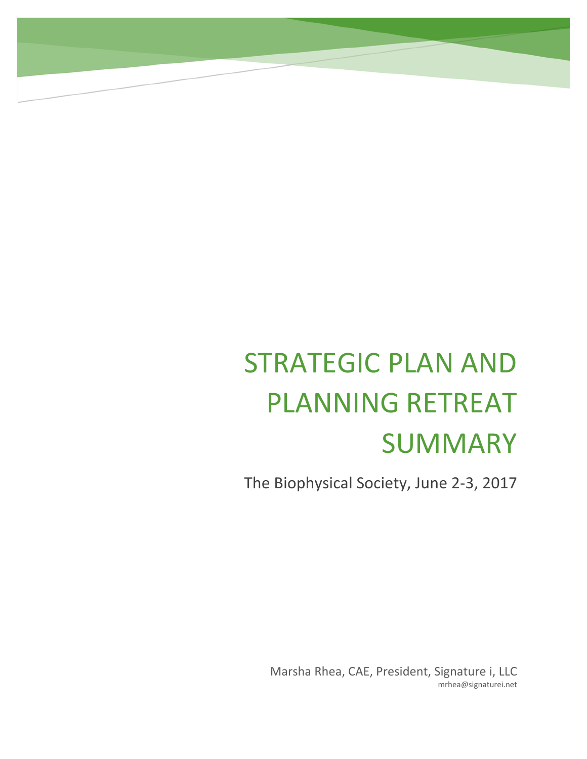# STRATEGIC PLAN AND PLANNING RETREAT SUMMARY

The Biophysical Society, June 2-3, 2017

Marsha Rhea, CAE, President, Signature i, LLC
mrhea@signaturei.net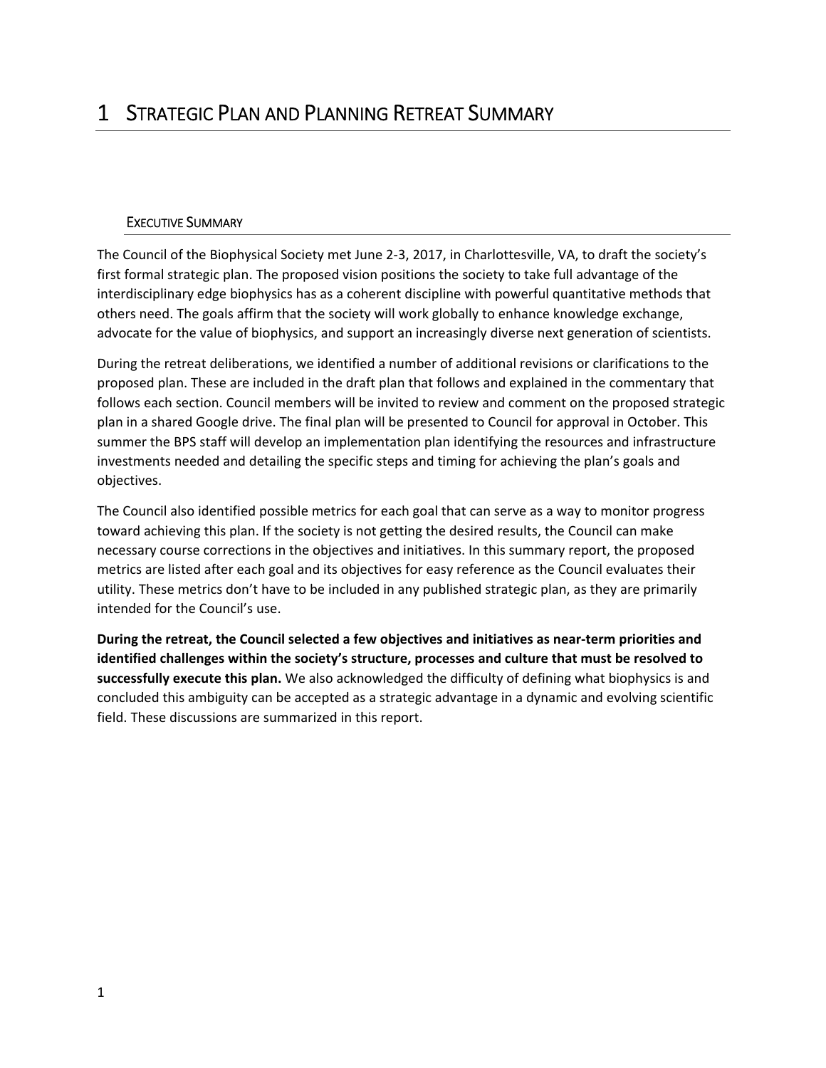# 1 Strategic Plan and Planning Retreat Summary

## Executive Summary

The Council of the Biophysical Society met June 2-3, 2017, in Charlottesville, VA, to draft the society's first formal strategic plan. The proposed vision positions the society to take full advantage of the interdisciplinary edge biophysics has as a coherent discipline with powerful quantitative methods that others need. The goals affirm that the society will work globally to enhance knowledge exchange, advocate for the value of biophysics, and support an increasingly diverse next generation of scientists.

During the retreat deliberations, we identified a number of additional revisions or clarifications to the proposed plan. These are included in the draft plan that follows and explained in the commentary that follows each section. Council members will be invited to review and comment on the proposed strategic plan in a shared Google drive. The final plan will be presented to Council for approval in October. This summer the BPS staff will develop an implementation plan identifying the resources and infrastructure investments needed and detailing the specific steps and timing for achieving the plan's goals and objectives.

The Council also identified possible metrics for each goal that can serve as a way to monitor progress toward achieving this plan. If the society is not getting the desired results, the Council can make necessary course corrections in the objectives and initiatives. In this summary report, the proposed metrics are listed after each goal and its objectives for easy reference as the Council evaluates their utility. These metrics don't have to be included in any published strategic plan, as they are primarily intended for the Council's use.

**During the retreat, the Council selected a few objectives and initiatives as near-term priorities and identified challenges within the society's structure, processes and culture that must be resolved to successfully execute this plan.** We also acknowledged the difficulty of defining what biophysics is and concluded this ambiguity can be accepted as a strategic advantage in a dynamic and evolving scientific field. These discussions are summarized in this report.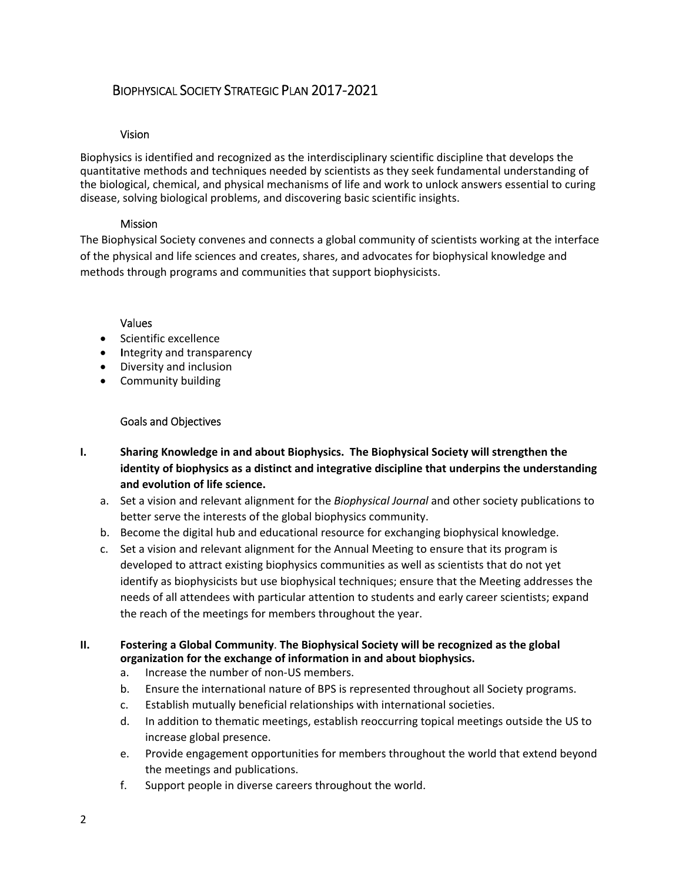# BIOPHYSICAL SOCIETY STRATEGIC PLAN 2017-2021

## Vision

Biophysics is identified and recognized as the interdisciplinary scientific discipline that develops the quantitative methods and techniques needed by scientists as they seek fundamental understanding of the biological, chemical, and physical mechanisms of life and work to unlock answers essential to curing disease, solving biological problems, and discovering basic scientific insights.

## Mission

The Biophysical Society convenes and connects a global community of scientists working at the interface of the physical and life sciences and creates, shares, and advocates for biophysical knowledge and methods through programs and communities that support biophysicists.

## Values

- Scientific excellence
- Integrity and transparency
- Diversity and inclusion
- Community building

## Goals and Objectives

**I. Sharing Knowledge in and about Biophysics. The Biophysical Society will strengthen the identity of biophysics as a distinct and integrative discipline that underpins the understanding and evolution of life science.**

a. Set a vision and relevant alignment for the *Biophysical Journal* and other society publications to better serve the interests of the global biophysics community.

b. Become the digital hub and educational resource for exchanging biophysical knowledge.

c. Set a vision and relevant alignment for the Annual Meeting to ensure that its program is developed to attract existing biophysics communities as well as scientists that do not yet identify as biophysicists but use biophysical techniques; ensure that the Meeting addresses the needs of all attendees with particular attention to students and early career scientists; expand the reach of the meetings for members throughout the year.

**II. Fostering a Global Community. The Biophysical Society will be recognized as the global organization for the exchange of information in and about biophysics.**

a. Increase the number of non-US members.

b. Ensure the international nature of BPS is represented throughout all Society programs.

c. Establish mutually beneficial relationships with international societies.

d. In addition to thematic meetings, establish reoccurring topical meetings outside the US to increase global presence.

e. Provide engagement opportunities for members throughout the world that extend beyond the meetings and publications.

f. Support people in diverse careers throughout the world.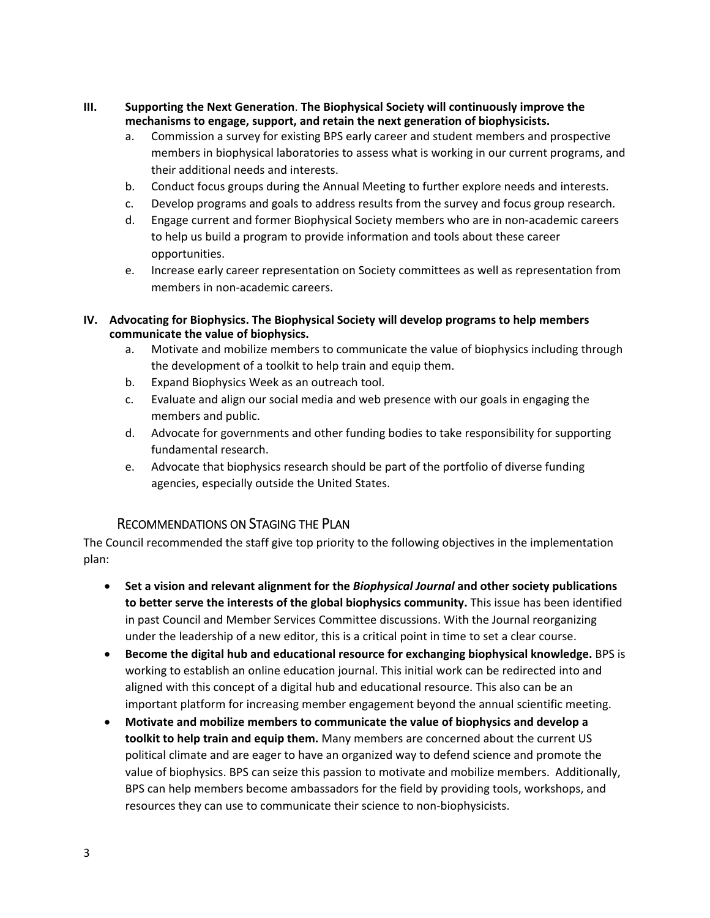**III. Supporting the Next Generation**. **The Biophysical Society will continuously improve the mechanisms to engage, support, and retain the next generation of biophysicists.**

a. Commission a survey for existing BPS early career and student members and prospective members in biophysical laboratories to assess what is working in our current programs, and their additional needs and interests.
b. Conduct focus groups during the Annual Meeting to further explore needs and interests.
c. Develop programs and goals to address results from the survey and focus group research.
d. Engage current and former Biophysical Society members who are in non-academic careers to help us build a program to provide information and tools about these career opportunities.
e. Increase early career representation on Society committees as well as representation from members in non-academic careers.

**IV. Advocating for Biophysics. The Biophysical Society will develop programs to help members communicate the value of biophysics.**

a. Motivate and mobilize members to communicate the value of biophysics including through the development of a toolkit to help train and equip them.
b. Expand Biophysics Week as an outreach tool.
c. Evaluate and align our social media and web presence with our goals in engaging the members and public.
d. Advocate for governments and other funding bodies to take responsibility for supporting fundamental research.
e. Advocate that biophysics research should be part of the portfolio of diverse funding agencies, especially outside the United States.

## Recommendations on Staging the Plan

The Council recommended the staff give top priority to the following objectives in the implementation plan:

- **Set a vision and relevant alignment for the *Biophysical Journal* and other society publications to better serve the interests of the global biophysics community.** This issue has been identified in past Council and Member Services Committee discussions. With the Journal reorganizing under the leadership of a new editor, this is a critical point in time to set a clear course.
- **Become the digital hub and educational resource for exchanging biophysical knowledge.** BPS is working to establish an online education journal. This initial work can be redirected into and aligned with this concept of a digital hub and educational resource. This also can be an important platform for increasing member engagement beyond the annual scientific meeting.
- **Motivate and mobilize members to communicate the value of biophysics and develop a toolkit to help train and equip them.** Many members are concerned about the current US political climate and are eager to have an organized way to defend science and promote the value of biophysics. BPS can seize this passion to motivate and mobilize members. Additionally, BPS can help members become ambassadors for the field by providing tools, workshops, and resources they can use to communicate their science to non-biophysicists.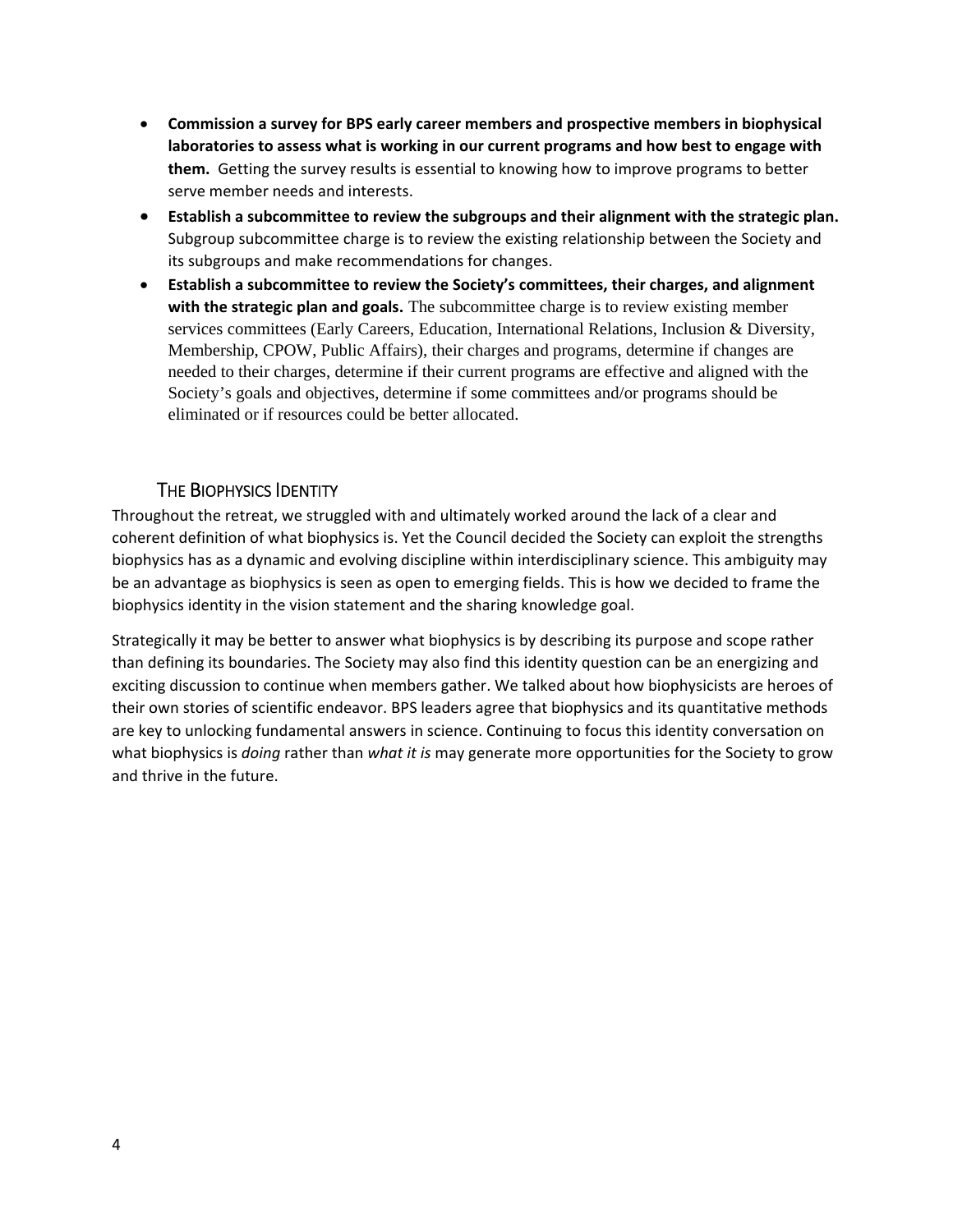- **Commission a survey for BPS early career members and prospective members in biophysical laboratories to assess what is working in our current programs and how best to engage with them.** Getting the survey results is essential to knowing how to improve programs to better serve member needs and interests.
- **Establish a subcommittee to review the subgroups and their alignment with the strategic plan.** Subgroup subcommittee charge is to review the existing relationship between the Society and its subgroups and make recommendations for changes.
- **Establish a subcommittee to review the Society's committees, their charges, and alignment with the strategic plan and goals.** The subcommittee charge is to review existing member services committees (Early Careers, Education, International Relations, Inclusion & Diversity, Membership, CPOW, Public Affairs), their charges and programs, determine if changes are needed to their charges, determine if their current programs are effective and aligned with the Society's goals and objectives, determine if some committees and/or programs should be eliminated or if resources could be better allocated.

## The Biophysics Identity

Throughout the retreat, we struggled with and ultimately worked around the lack of a clear and coherent definition of what biophysics is. Yet the Council decided the Society can exploit the strengths biophysics has as a dynamic and evolving discipline within interdisciplinary science. This ambiguity may be an advantage as biophysics is seen as open to emerging fields. This is how we decided to frame the biophysics identity in the vision statement and the sharing knowledge goal.

Strategically it may be better to answer what biophysics is by describing its purpose and scope rather than defining its boundaries. The Society may also find this identity question can be an energizing and exciting discussion to continue when members gather. We talked about how biophysicists are heroes of their own stories of scientific endeavor. BPS leaders agree that biophysics and its quantitative methods are key to unlocking fundamental answers in science. Continuing to focus this identity conversation on what biophysics is *doing* rather than *what it is* may generate more opportunities for the Society to grow and thrive in the future.